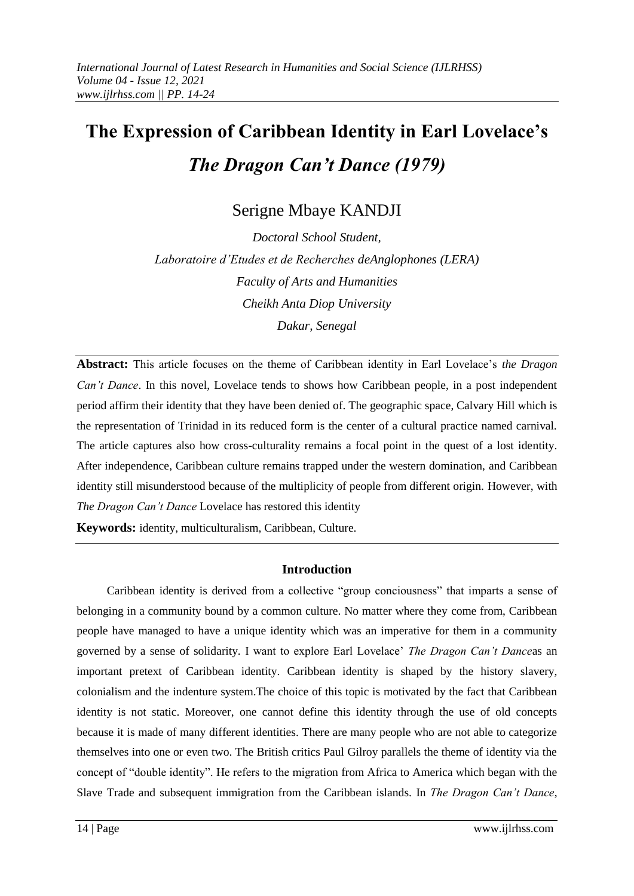# The Expression of Caribbean Identity in Earl Lovelace's *The Dragon Can't Dance (1979)*

Serigne Mbaye KANDJI

*Doctoral School Student,*
*Laboratoire d'Etudes et de Recherches deAnglophones (LERA)*
*Faculty of Arts and Humanities*
*Cheikh Anta Diop University*
*Dakar, Senegal*

**Abstract:** This article focuses on the theme of Caribbean identity in Earl Lovelace's *the Dragon Can't Dance*. In this novel, Lovelace tends to shows how Caribbean people, in a post independent period affirm their identity that they have been denied of. The geographic space, Calvary Hill which is the representation of Trinidad in its reduced form is the center of a cultural practice named carnival. The article captures also how cross-culturality remains a focal point in the quest of a lost identity. After independence, Caribbean culture remains trapped under the western domination, and Caribbean identity still misunderstood because of the multiplicity of people from different origin. However, with *The Dragon Can't Dance* Lovelace has restored this identity

**Keywords:** identity, multiculturalism, Caribbean, Culture.

## Introduction

Caribbean identity is derived from a collective "group conciousness" that imparts a sense of belonging in a community bound by a common culture. No matter where they come from, Caribbean people have managed to have a unique identity which was an imperative for them in a community governed by a sense of solidarity. I want to explore Earl Lovelace' *The Dragon Can't Dance*as an important pretext of Caribbean identity. Caribbean identity is shaped by the history slavery, colonialism and the indenture system.The choice of this topic is motivated by the fact that Caribbean identity is not static. Moreover, one cannot define this identity through the use of old concepts because it is made of many different identities. There are many people who are not able to categorize themselves into one or even two. The British critics Paul Gilroy parallels the theme of identity via the concept of "double identity". He refers to the migration from Africa to America which began with the Slave Trade and subsequent immigration from the Caribbean islands. In *The Dragon Can't Dance*,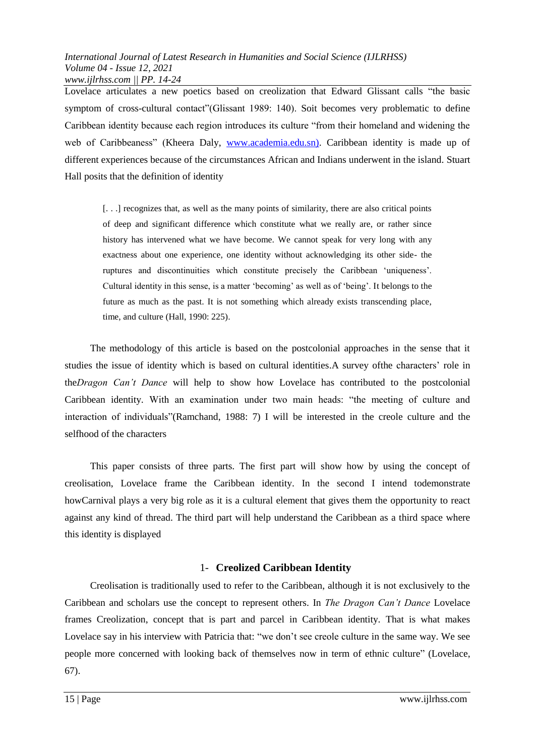Lovelace articulates a new poetics based on creolization that Edward Glissant calls "the basic symptom of cross-cultural contact"(Glissant 1989: 140). Soit becomes very problematic to define Caribbean identity because each region introduces its culture "from their homeland and widening the web of Caribbeaness" (Kheera Daly, www.academia.edu.sn). Caribbean identity is made up of different experiences because of the circumstances African and Indians underwent in the island. Stuart Hall posits that the definition of identity

> [. . .] recognizes that, as well as the many points of similarity, there are also critical points of deep and significant difference which constitute what we really are, or rather since history has intervened what we have become. We cannot speak for very long with any exactness about one experience, one identity without acknowledging its other side- the ruptures and discontinuities which constitute precisely the Caribbean 'uniqueness'. Cultural identity in this sense, is a matter 'becoming' as well as of 'being'. It belongs to the future as much as the past. It is not something which already exists transcending place, time, and culture (Hall, 1990: 225).

The methodology of this article is based on the postcolonial approaches in the sense that it studies the issue of identity which is based on cultural identities.A survey ofthe characters' role in the*Dragon Can't Dance* will help to show how Lovelace has contributed to the postcolonial Caribbean identity. With an examination under two main heads: "the meeting of culture and interaction of individuals"(Ramchand, 1988: 7) I will be interested in the creole culture and the selfhood of the characters

This paper consists of three parts. The first part will show how by using the concept of creolisation, Lovelace frame the Caribbean identity. In the second I intend todemonstrate howCarnival plays a very big role as it is a cultural element that gives them the opportunity to react against any kind of thread. The third part will help understand the Caribbean as a third space where this identity is displayed

## 1- Creolized Caribbean Identity

Creolisation is traditionally used to refer to the Caribbean, although it is not exclusively to the Caribbean and scholars use the concept to represent others. In *The Dragon Can't Dance* Lovelace frames Creolization, concept that is part and parcel in Caribbean identity. That is what makes Lovelace say in his interview with Patricia that: "we don't see creole culture in the same way. We see people more concerned with looking back of themselves now in term of ethnic culture" (Lovelace, 67).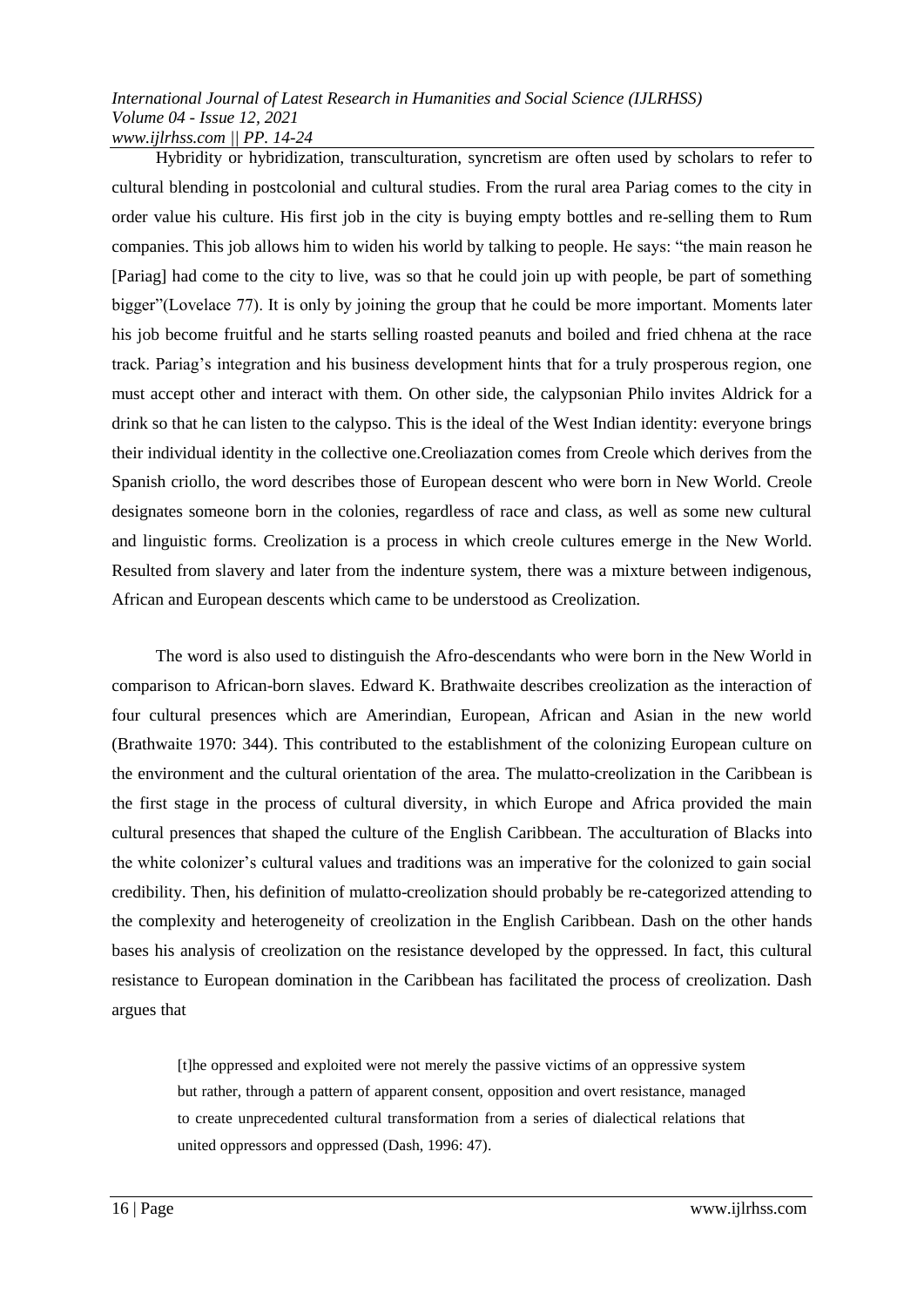Hybridity or hybridization, transculturation, syncretism are often used by scholars to refer to cultural blending in postcolonial and cultural studies. From the rural area Pariag comes to the city in order value his culture. His first job in the city is buying empty bottles and re-selling them to Rum companies. This job allows him to widen his world by talking to people. He says: "the main reason he [Pariag] had come to the city to live, was so that he could join up with people, be part of something bigger"(Lovelace 77). It is only by joining the group that he could be more important. Moments later his job become fruitful and he starts selling roasted peanuts and boiled and fried chhena at the race track. Pariag's integration and his business development hints that for a truly prosperous region, one must accept other and interact with them. On other side, the calypsonian Philo invites Aldrick for a drink so that he can listen to the calypso. This is the ideal of the West Indian identity: everyone brings their individual identity in the collective one.Creoliazation comes from Creole which derives from the Spanish criollo, the word describes those of European descent who were born in New World. Creole designates someone born in the colonies, regardless of race and class, as well as some new cultural and linguistic forms. Creolization is a process in which creole cultures emerge in the New World. Resulted from slavery and later from the indenture system, there was a mixture between indigenous, African and European descents which came to be understood as Creolization.

The word is also used to distinguish the Afro-descendants who were born in the New World in comparison to African-born slaves. Edward K. Brathwaite describes creolization as the interaction of four cultural presences which are Amerindian, European, African and Asian in the new world (Brathwaite 1970: 344). This contributed to the establishment of the colonizing European culture on the environment and the cultural orientation of the area. The mulatto-creolization in the Caribbean is the first stage in the process of cultural diversity, in which Europe and Africa provided the main cultural presences that shaped the culture of the English Caribbean. The acculturation of Blacks into the white colonizer's cultural values and traditions was an imperative for the colonized to gain social credibility. Then, his definition of mulatto-creolization should probably be re-categorized attending to the complexity and heterogeneity of creolization in the English Caribbean. Dash on the other hands bases his analysis of creolization on the resistance developed by the oppressed. In fact, this cultural resistance to European domination in the Caribbean has facilitated the process of creolization. Dash argues that

> [t]he oppressed and exploited were not merely the passive victims of an oppressive system but rather, through a pattern of apparent consent, opposition and overt resistance, managed to create unprecedented cultural transformation from a series of dialectical relations that united oppressors and oppressed (Dash, 1996: 47).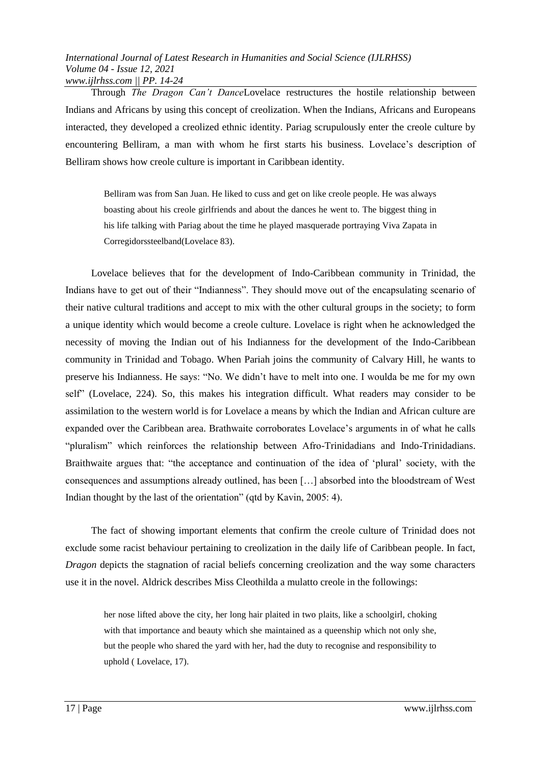Through *The Dragon Can't Dance*Lovelace restructures the hostile relationship between Indians and Africans by using this concept of creolization. When the Indians, Africans and Europeans interacted, they developed a creolized ethnic identity. Pariag scrupulously enter the creole culture by encountering Belliram, a man with whom he first starts his business. Lovelace's description of Belliram shows how creole culture is important in Caribbean identity.

> Belliram was from San Juan. He liked to cuss and get on like creole people. He was always boasting about his creole girlfriends and about the dances he went to. The biggest thing in his life talking with Pariag about the time he played masquerade portraying Viva Zapata in Corregidorssteelband(Lovelace 83).

Lovelace believes that for the development of Indo-Caribbean community in Trinidad, the Indians have to get out of their "Indianness". They should move out of the encapsulating scenario of their native cultural traditions and accept to mix with the other cultural groups in the society; to form a unique identity which would become a creole culture. Lovelace is right when he acknowledged the necessity of moving the Indian out of his Indianness for the development of the Indo-Caribbean community in Trinidad and Tobago. When Pariah joins the community of Calvary Hill, he wants to preserve his Indianness. He says: "No. We didn't have to melt into one. I woulda be me for my own self" (Lovelace, 224). So, this makes his integration difficult. What readers may consider to be assimilation to the western world is for Lovelace a means by which the Indian and African culture are expanded over the Caribbean area. Brathwaite corroborates Lovelace's arguments in of what he calls "pluralism" which reinforces the relationship between Afro-Trinidadians and Indo-Trinidadians. Braithwaite argues that: "the acceptance and continuation of the idea of 'plural' society, with the consequences and assumptions already outlined, has been […] absorbed into the bloodstream of West Indian thought by the last of the orientation" (qtd by Kavin, 2005: 4).

The fact of showing important elements that confirm the creole culture of Trinidad does not exclude some racist behaviour pertaining to creolization in the daily life of Caribbean people. In fact, *Dragon* depicts the stagnation of racial beliefs concerning creolization and the way some characters use it in the novel. Aldrick describes Miss Cleothilda a mulatto creole in the followings:

> her nose lifted above the city, her long hair plaited in two plaits, like a schoolgirl, choking with that importance and beauty which she maintained as a queenship which not only she, but the people who shared the yard with her, had the duty to recognise and responsibility to uphold ( Lovelace, 17).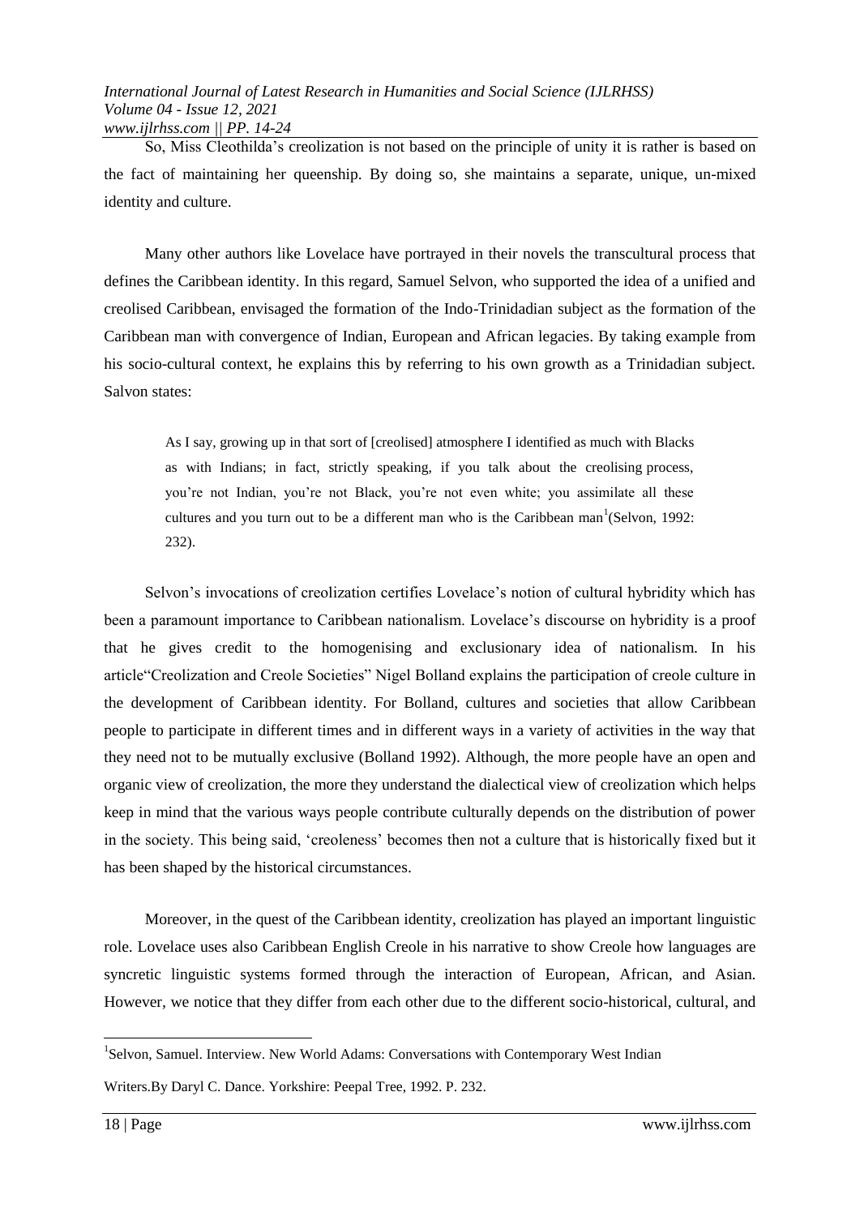So, Miss Cleothilda's creolization is not based on the principle of unity it is rather is based on the fact of maintaining her queenship. By doing so, she maintains a separate, unique, un-mixed identity and culture.

Many other authors like Lovelace have portrayed in their novels the transcultural process that defines the Caribbean identity. In this regard, Samuel Selvon, who supported the idea of a unified and creolised Caribbean, envisaged the formation of the Indo-Trinidadian subject as the formation of the Caribbean man with convergence of Indian, European and African legacies. By taking example from his socio-cultural context, he explains this by referring to his own growth as a Trinidadian subject. Salvon states:

> As I say, growing up in that sort of [creolised] atmosphere I identified as much with Blacks as with Indians; in fact, strictly speaking, if you talk about the creolising process, you're not Indian, you're not Black, you're not even white; you assimilate all these cultures and you turn out to be a different man who is the Caribbean man[1](Selvon, 1992: 232).

Selvon's invocations of creolization certifies Lovelace's notion of cultural hybridity which has been a paramount importance to Caribbean nationalism. Lovelace's discourse on hybridity is a proof that he gives credit to the homogenising and exclusionary idea of nationalism. In his article"Creolization and Creole Societies" Nigel Bolland explains the participation of creole culture in the development of Caribbean identity. For Bolland, cultures and societies that allow Caribbean people to participate in different times and in different ways in a variety of activities in the way that they need not to be mutually exclusive (Bolland 1992). Although, the more people have an open and organic view of creolization, the more they understand the dialectical view of creolization which helps keep in mind that the various ways people contribute culturally depends on the distribution of power in the society. This being said, 'creoleness' becomes then not a culture that is historically fixed but it has been shaped by the historical circumstances.

Moreover, in the quest of the Caribbean identity, creolization has played an important linguistic role. Lovelace uses also Caribbean English Creole in his narrative to show Creole how languages are syncretic linguistic systems formed through the interaction of European, African, and Asian. However, we notice that they differ from each other due to the different socio-historical, cultural, and

---

[1]Selvon, Samuel. Interview. New World Adams: Conversations with Contemporary West Indian Writers.By Daryl C. Dance. Yorkshire: Peepal Tree, 1992. P. 232.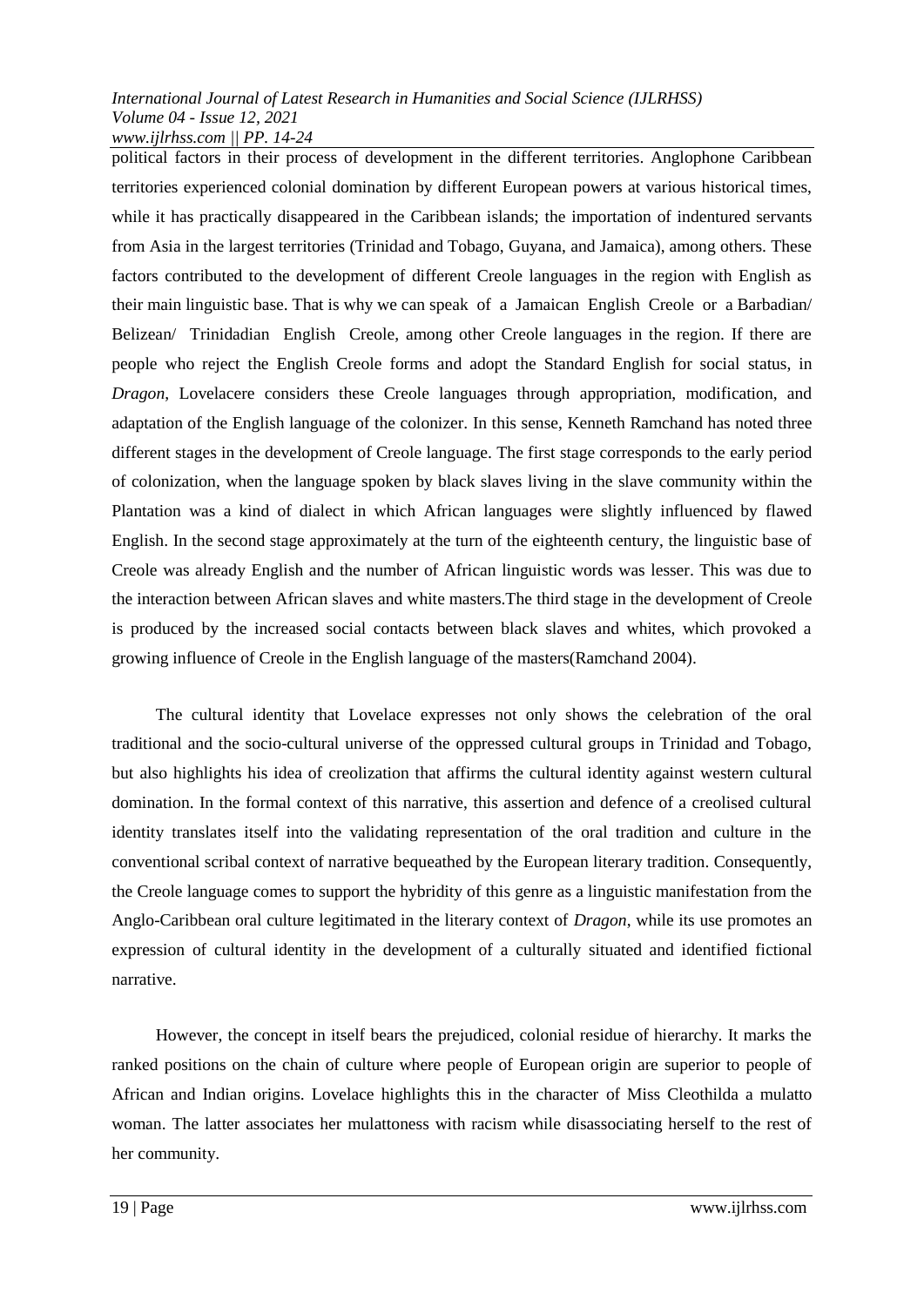political factors in their process of development in the different territories. Anglophone Caribbean territories experienced colonial domination by different European powers at various historical times, while it has practically disappeared in the Caribbean islands; the importation of indentured servants from Asia in the largest territories (Trinidad and Tobago, Guyana, and Jamaica), among others. These factors contributed to the development of different Creole languages in the region with English as their main linguistic base. That is why we can speak of a Jamaican English Creole or a Barbadian/ Belizean/ Trinidadian English Creole, among other Creole languages in the region. If there are people who reject the English Creole forms and adopt the Standard English for social status, in *Dragon*, Lovelacere considers these Creole languages through appropriation, modification, and adaptation of the English language of the colonizer. In this sense, Kenneth Ramchand has noted three different stages in the development of Creole language. The first stage corresponds to the early period of colonization, when the language spoken by black slaves living in the slave community within the Plantation was a kind of dialect in which African languages were slightly influenced by flawed English. In the second stage approximately at the turn of the eighteenth century, the linguistic base of Creole was already English and the number of African linguistic words was lesser. This was due to the interaction between African slaves and white masters.The third stage in the development of Creole is produced by the increased social contacts between black slaves and whites, which provoked a growing influence of Creole in the English language of the masters(Ramchand 2004).

The cultural identity that Lovelace expresses not only shows the celebration of the oral traditional and the socio-cultural universe of the oppressed cultural groups in Trinidad and Tobago, but also highlights his idea of creolization that affirms the cultural identity against western cultural domination. In the formal context of this narrative, this assertion and defence of a creolised cultural identity translates itself into the validating representation of the oral tradition and culture in the conventional scribal context of narrative bequeathed by the European literary tradition. Consequently, the Creole language comes to support the hybridity of this genre as a linguistic manifestation from the Anglo-Caribbean oral culture legitimated in the literary context of *Dragon*, while its use promotes an expression of cultural identity in the development of a culturally situated and identified fictional narrative.

However, the concept in itself bears the prejudiced, colonial residue of hierarchy. It marks the ranked positions on the chain of culture where people of European origin are superior to people of African and Indian origins. Lovelace highlights this in the character of Miss Cleothilda a mulatto woman. The latter associates her mulattoness with racism while disassociating herself to the rest of her community.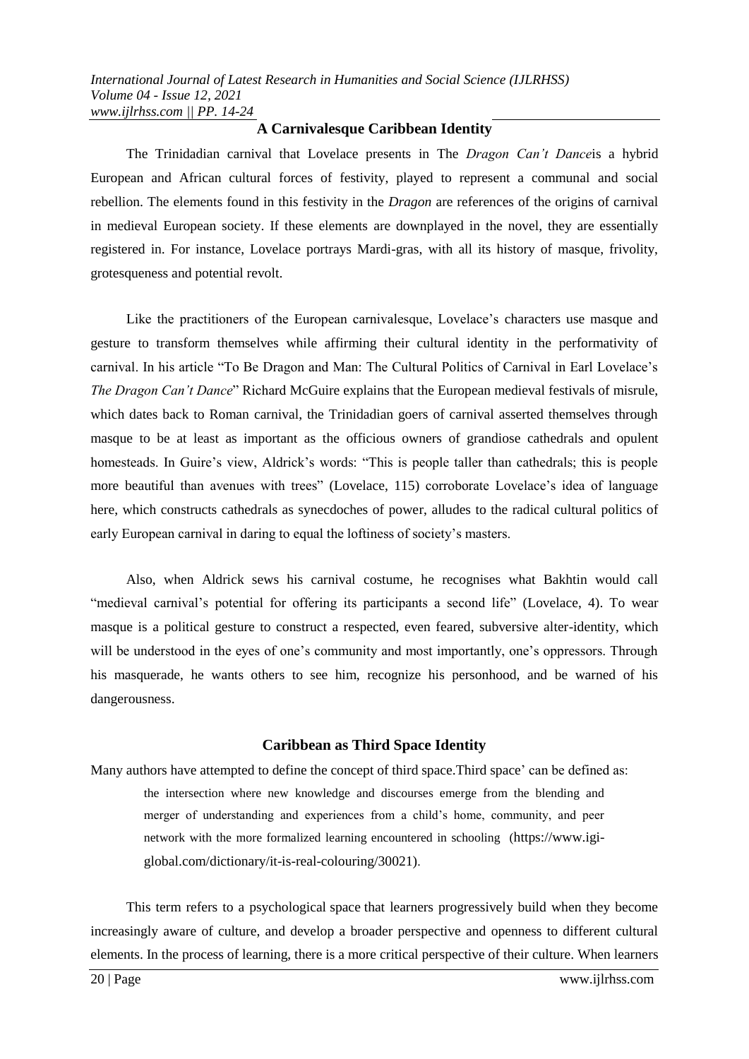## A Carnivalesque Caribbean Identity

The Trinidadian carnival that Lovelace presents in The *Dragon Can't Dance*is a hybrid European and African cultural forces of festivity, played to represent a communal and social rebellion. The elements found in this festivity in the *Dragon* are references of the origins of carnival in medieval European society. If these elements are downplayed in the novel, they are essentially registered in. For instance, Lovelace portrays Mardi-gras, with all its history of masque, frivolity, grotesqueness and potential revolt.

Like the practitioners of the European carnivalesque, Lovelace's characters use masque and gesture to transform themselves while affirming their cultural identity in the performativity of carnival. In his article "To Be Dragon and Man: The Cultural Politics of Carnival in Earl Lovelace's *The Dragon Can't Dance*" Richard McGuire explains that the European medieval festivals of misrule, which dates back to Roman carnival, the Trinidadian goers of carnival asserted themselves through masque to be at least as important as the officious owners of grandiose cathedrals and opulent homesteads. In Guire's view, Aldrick's words: "This is people taller than cathedrals; this is people more beautiful than avenues with trees" (Lovelace, 115) corroborate Lovelace's idea of language here, which constructs cathedrals as synecdoches of power, alludes to the radical cultural politics of early European carnival in daring to equal the loftiness of society's masters.

Also, when Aldrick sews his carnival costume, he recognises what Bakhtin would call "medieval carnival's potential for offering its participants a second life" (Lovelace, 4). To wear masque is a political gesture to construct a respected, even feared, subversive alter-identity, which will be understood in the eyes of one's community and most importantly, one's oppressors. Through his masquerade, he wants others to see him, recognize his personhood, and be warned of his dangerousness.

## Caribbean as Third Space Identity

Many authors have attempted to define the concept of third space.Third space' can be defined as:

> the intersection where new knowledge and discourses emerge from the blending and merger of understanding and experiences from a child's home, community, and peer network with the more formalized learning encountered in schooling (https://www.igi-global.com/dictionary/it-is-real-colouring/30021).

This term refers to a psychological space that learners progressively build when they become increasingly aware of culture, and develop a broader perspective and openness to different cultural elements. In the process of learning, there is a more critical perspective of their culture. When learners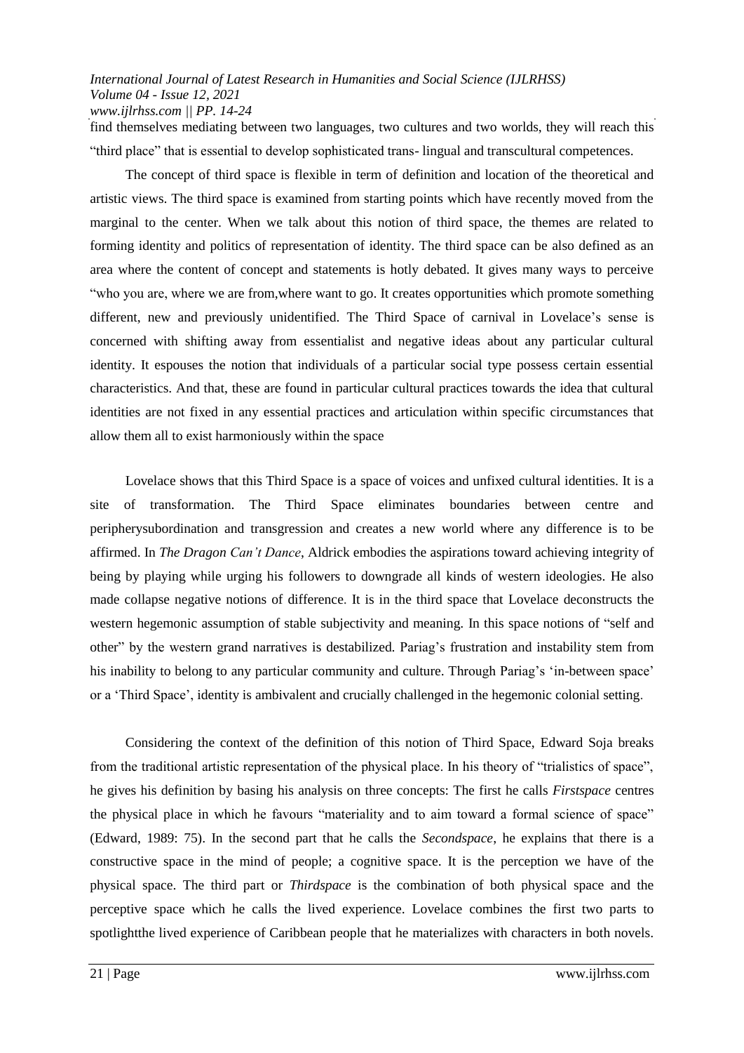find themselves mediating between two languages, two cultures and two worlds, they will reach this "third place" that is essential to develop sophisticated trans- lingual and transcultural competences.

The concept of third space is flexible in term of definition and location of the theoretical and artistic views. The third space is examined from starting points which have recently moved from the marginal to the center. When we talk about this notion of third space, the themes are related to forming identity and politics of representation of identity. The third space can be also defined as an area where the content of concept and statements is hotly debated. It gives many ways to perceive "who you are, where we are from,where want to go. It creates opportunities which promote something different, new and previously unidentified. The Third Space of carnival in Lovelace's sense is concerned with shifting away from essentialist and negative ideas about any particular cultural identity. It espouses the notion that individuals of a particular social type possess certain essential characteristics. And that, these are found in particular cultural practices towards the idea that cultural identities are not fixed in any essential practices and articulation within specific circumstances that allow them all to exist harmoniously within the space

Lovelace shows that this Third Space is a space of voices and unfixed cultural identities. It is a site of transformation. The Third Space eliminates boundaries between centre and peripherysubordination and transgression and creates a new world where any difference is to be affirmed. In *The Dragon Can't Dance*, Aldrick embodies the aspirations toward achieving integrity of being by playing while urging his followers to downgrade all kinds of western ideologies. He also made collapse negative notions of difference. It is in the third space that Lovelace deconstructs the western hegemonic assumption of stable subjectivity and meaning. In this space notions of "self and other" by the western grand narratives is destabilized. Pariag's frustration and instability stem from his inability to belong to any particular community and culture. Through Pariag's 'in-between space' or a 'Third Space', identity is ambivalent and crucially challenged in the hegemonic colonial setting.

Considering the context of the definition of this notion of Third Space, Edward Soja breaks from the traditional artistic representation of the physical place. In his theory of "trialistics of space", he gives his definition by basing his analysis on three concepts: The first he calls *Firstspace* centres the physical place in which he favours "materiality and to aim toward a formal science of space" (Edward, 1989: 75). In the second part that he calls the *Secondspace*, he explains that there is a constructive space in the mind of people; a cognitive space. It is the perception we have of the physical space. The third part or *Thirdspace* is the combination of both physical space and the perceptive space which he calls the lived experience. Lovelace combines the first two parts to spotlightthe lived experience of Caribbean people that he materializes with characters in both novels.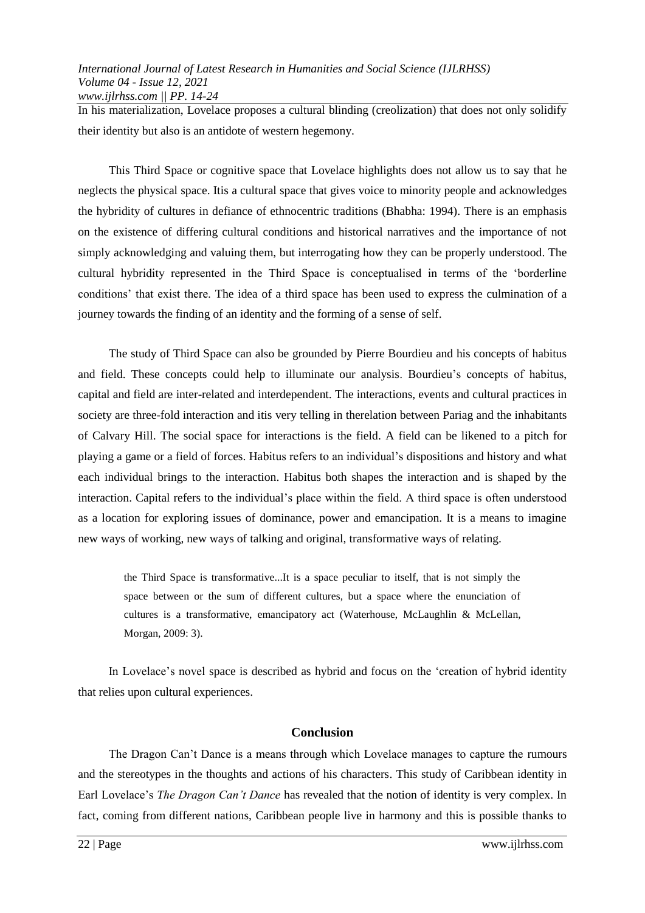In his materialization, Lovelace proposes a cultural blinding (creolization) that does not only solidify their identity but also is an antidote of western hegemony.

This Third Space or cognitive space that Lovelace highlights does not allow us to say that he neglects the physical space. Itis a cultural space that gives voice to minority people and acknowledges the hybridity of cultures in defiance of ethnocentric traditions (Bhabha: 1994). There is an emphasis on the existence of differing cultural conditions and historical narratives and the importance of not simply acknowledging and valuing them, but interrogating how they can be properly understood. The cultural hybridity represented in the Third Space is conceptualised in terms of the 'borderline conditions' that exist there. The idea of a third space has been used to express the culmination of a journey towards the finding of an identity and the forming of a sense of self.

The study of Third Space can also be grounded by Pierre Bourdieu and his concepts of habitus and field. These concepts could help to illuminate our analysis. Bourdieu's concepts of habitus, capital and field are inter-related and interdependent. The interactions, events and cultural practices in society are three-fold interaction and itis very telling in therelation between Pariag and the inhabitants of Calvary Hill. The social space for interactions is the field. A field can be likened to a pitch for playing a game or a field of forces. Habitus refers to an individual's dispositions and history and what each individual brings to the interaction. Habitus both shapes the interaction and is shaped by the interaction. Capital refers to the individual's place within the field. A third space is often understood as a location for exploring issues of dominance, power and emancipation. It is a means to imagine new ways of working, new ways of talking and original, transformative ways of relating.

> the Third Space is transformative...It is a space peculiar to itself, that is not simply the space between or the sum of different cultures, but a space where the enunciation of cultures is a transformative, emancipatory act (Waterhouse, McLaughlin & McLellan, Morgan, 2009: 3).

In Lovelace's novel space is described as hybrid and focus on the 'creation of hybrid identity that relies upon cultural experiences.

## Conclusion

The Dragon Can't Dance is a means through which Lovelace manages to capture the rumours and the stereotypes in the thoughts and actions of his characters. This study of Caribbean identity in Earl Lovelace's *The Dragon Can't Dance* has revealed that the notion of identity is very complex. In fact, coming from different nations, Caribbean people live in harmony and this is possible thanks to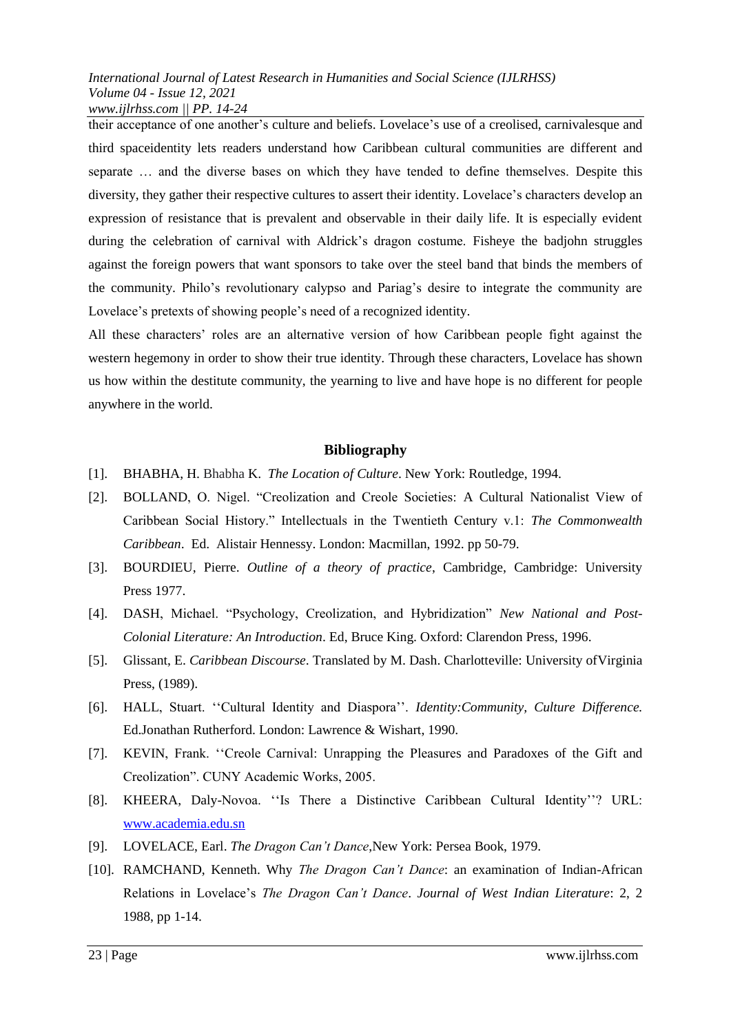their acceptance of one another's culture and beliefs. Lovelace's use of a creolised, carnivalesque and third spaceidentity lets readers understand how Caribbean cultural communities are different and separate … and the diverse bases on which they have tended to define themselves. Despite this diversity, they gather their respective cultures to assert their identity. Lovelace's characters develop an expression of resistance that is prevalent and observable in their daily life. It is especially evident during the celebration of carnival with Aldrick's dragon costume. Fisheye the badjohn struggles against the foreign powers that want sponsors to take over the steel band that binds the members of the community. Philo's revolutionary calypso and Pariag's desire to integrate the community are Lovelace's pretexts of showing people's need of a recognized identity.

All these characters' roles are an alternative version of how Caribbean people fight against the western hegemony in order to show their true identity. Through these characters, Lovelace has shown us how within the destitute community, the yearning to live and have hope is no different for people anywhere in the world.

## Bibliography

[1]. BHABHA, H. Bhabha K. *The Location of Culture*. New York: Routledge, 1994.

[2]. BOLLAND, O. Nigel. "Creolization and Creole Societies: A Cultural Nationalist View of Caribbean Social History." Intellectuals in the Twentieth Century v.1: *The Commonwealth Caribbean*. Ed. Alistair Hennessy. London: Macmillan, 1992. pp 50-79.

[3]. BOURDIEU, Pierre. *Outline of a theory of practice*, Cambridge, Cambridge: University Press 1977.

[4]. DASH, Michael. "Psychology, Creolization, and Hybridization" *New National and Post-Colonial Literature: An Introduction*. Ed, Bruce King. Oxford: Clarendon Press, 1996.

[5]. Glissant, E. *Caribbean Discourse*. Translated by M. Dash. Charlotteville: University ofVirginia Press, (1989).

[6]. HALL, Stuart. ''Cultural Identity and Diaspora''. *Identity:Community, Culture Difference.* Ed.Jonathan Rutherford. London: Lawrence & Wishart, 1990.

[7]. KEVIN, Frank. ''Creole Carnival: Unrapping the Pleasures and Paradoxes of the Gift and Creolization". CUNY Academic Works, 2005.

[8]. KHEERA, Daly-Novoa. ''Is There a Distinctive Caribbean Cultural Identity''? URL: www.academia.edu.sn

[9]. LOVELACE, Earl. *The Dragon Can't Dance*,New York: Persea Book, 1979.

[10]. RAMCHAND, Kenneth. Why *The Dragon Can't Dance*: an examination of Indian-African Relations in Lovelace's *The Dragon Can't Dance*. *Journal of West Indian Literature*: 2, 2 1988, pp 1-14.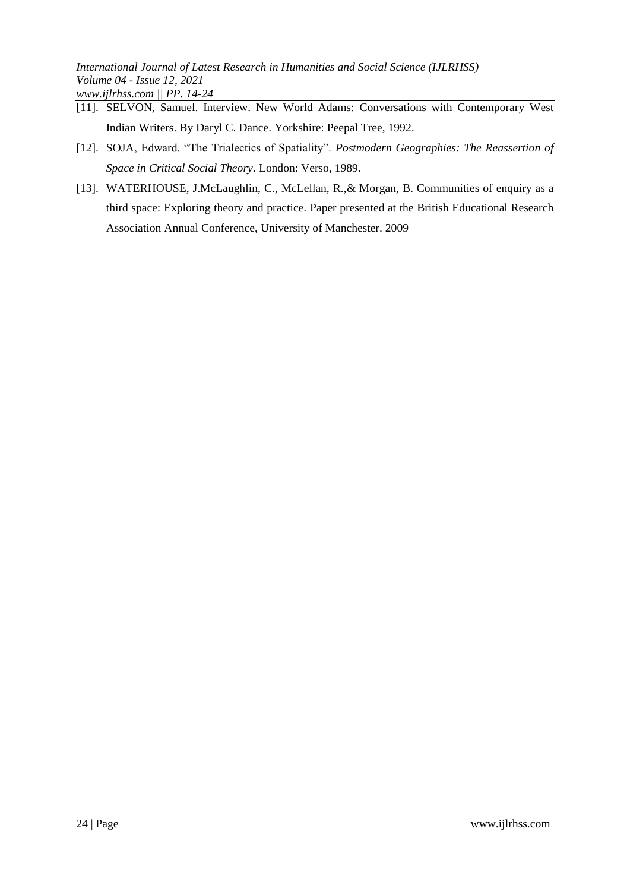[11]. SELVON, Samuel. Interview. New World Adams: Conversations with Contemporary West Indian Writers. By Daryl C. Dance. Yorkshire: Peepal Tree, 1992.

[12]. SOJA, Edward. "The Trialectics of Spatiality". *Postmodern Geographies: The Reassertion of Space in Critical Social Theory*. London: Verso, 1989.

[13]. WATERHOUSE, J.McLaughlin, C., McLellan, R.,& Morgan, B. Communities of enquiry as a third space: Exploring theory and practice. Paper presented at the British Educational Research Association Annual Conference, University of Manchester. 2009